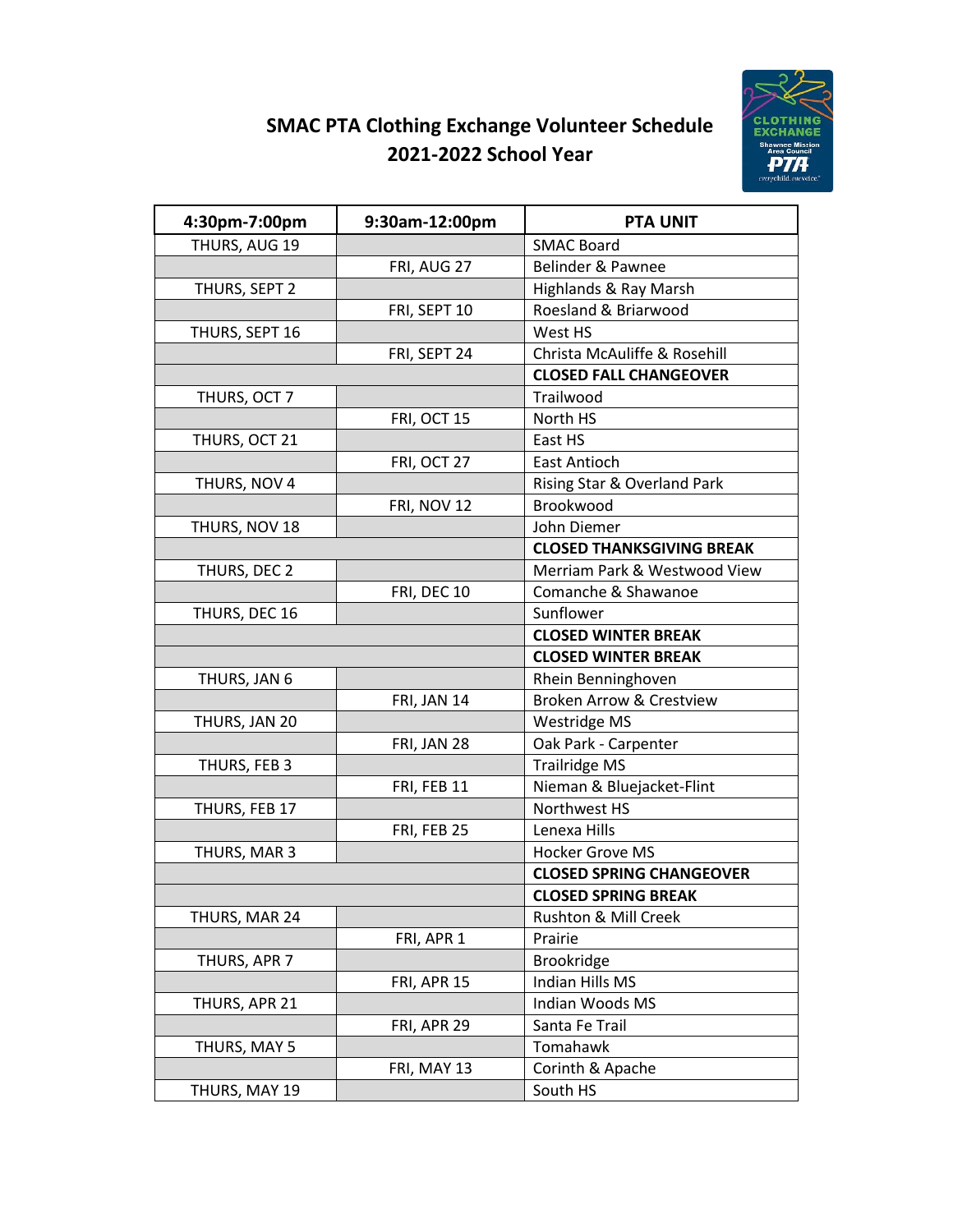# SMAC PTA Clothing Exchange Volunteer Schedule
## 2021-2022 School Year

| 4:30pm-7:00pm | 9:30am-12:00pm | PTA UNIT |
|---|---|---|
| THURS, AUG 19 | | SMAC Board |
| | FRI, AUG 27 | Belinder & Pawnee |
| THURS, SEPT 2 | | Highlands & Ray Marsh |
| | FRI, SEPT 10 | Roesland & Briarwood |
| THURS, SEPT 16 | | West HS |
| | FRI, SEPT 24 | Christa McAuliffe & Rosehill |
| | | **CLOSED FALL CHANGEOVER** |
| THURS, OCT 7 | | Trailwood |
| | FRI, OCT 15 | North HS |
| THURS, OCT 21 | | East HS |
| | FRI, OCT 27 | East Antioch |
| THURS, NOV 4 | | Rising Star & Overland Park |
| | FRI, NOV 12 | Brookwood |
| THURS, NOV 18 | | John Diemer |
| | | **CLOSED THANKSGIVING BREAK** |
| THURS, DEC 2 | | Merriam Park & Westwood View |
| | FRI, DEC 10 | Comanche & Shawanoe |
| THURS, DEC 16 | | Sunflower |
| | | **CLOSED WINTER BREAK** |
| | | **CLOSED WINTER BREAK** |
| THURS, JAN 6 | | Rhein Benninghoven |
| | FRI, JAN 14 | Broken Arrow & Crestview |
| THURS, JAN 20 | | Westridge MS |
| | FRI, JAN 28 | Oak Park - Carpenter |
| THURS, FEB 3 | | Trailridge MS |
| | FRI, FEB 11 | Nieman & Bluejacket-Flint |
| THURS, FEB 17 | | Northwest HS |
| | FRI, FEB 25 | Lenexa Hills |
| THURS, MAR 3 | | Hocker Grove MS |
| | | **CLOSED SPRING CHANGEOVER** |
| | | **CLOSED SPRING BREAK** |
| THURS, MAR 24 | | Rushton & Mill Creek |
| | FRI, APR 1 | Prairie |
| THURS, APR 7 | | Brookridge |
| | FRI, APR 15 | Indian Hills MS |
| THURS, APR 21 | | Indian Woods MS |
| | FRI, APR 29 | Santa Fe Trail |
| THURS, MAY 5 | | Tomahawk |
| | FRI, MAY 13 | Corinth & Apache |
| THURS, MAY 19 | | South HS |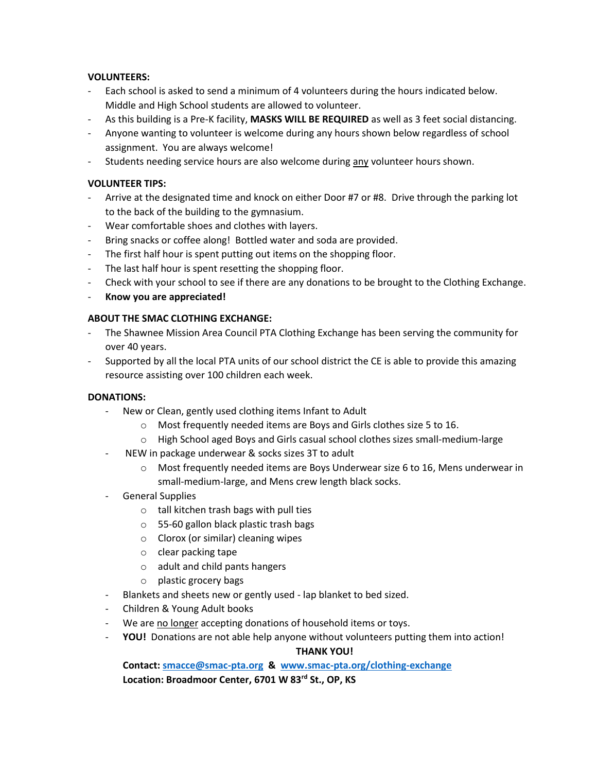**VOLUNTEERS:**

- Each school is asked to send a minimum of 4 volunteers during the hours indicated below. Middle and High School students are allowed to volunteer.
- As this building is a Pre-K facility, **MASKS WILL BE REQUIRED** as well as 3 feet social distancing.
- Anyone wanting to volunteer is welcome during any hours shown below regardless of school assignment. You are always welcome!
- Students needing service hours are also welcome during <u>any</u> volunteer hours shown.

**VOLUNTEER TIPS:**

- Arrive at the designated time and knock on either Door #7 or #8. Drive through the parking lot to the back of the building to the gymnasium.
- Wear comfortable shoes and clothes with layers.
- Bring snacks or coffee along! Bottled water and soda are provided.
- The first half hour is spent putting out items on the shopping floor.
- The last half hour is spent resetting the shopping floor.
- Check with your school to see if there are any donations to be brought to the Clothing Exchange.
- **Know you are appreciated!**

**ABOUT THE SMAC CLOTHING EXCHANGE:**

- The Shawnee Mission Area Council PTA Clothing Exchange has been serving the community for over 40 years.
- Supported by all the local PTA units of our school district the CE is able to provide this amazing resource assisting over 100 children each week.

**DONATIONS:**

- New or Clean, gently used clothing items Infant to Adult
  - Most frequently needed items are Boys and Girls clothes size 5 to 16.
  - High School aged Boys and Girls casual school clothes sizes small-medium-large
- NEW in package underwear & socks sizes 3T to adult
  - Most frequently needed items are Boys Underwear size 6 to 16, Mens underwear in small-medium-large, and Mens crew length black socks.
- General Supplies
  - tall kitchen trash bags with pull ties
  - 55-60 gallon black plastic trash bags
  - Clorox (or similar) cleaning wipes
  - clear packing tape
  - adult and child pants hangers
  - plastic grocery bags
- Blankets and sheets new or gently used - lap blanket to bed sized.
- Children & Young Adult books
- We are <u>no longer</u> accepting donations of household items or toys.
- **YOU!** Donations are not able help anyone without volunteers putting them into action!

**THANK YOU!**

**Contact: smacce@smac-pta.org & www.smac-pta.org/clothing-exchange**
**Location: Broadmoor Center, 6701 W 83rd St., OP, KS**